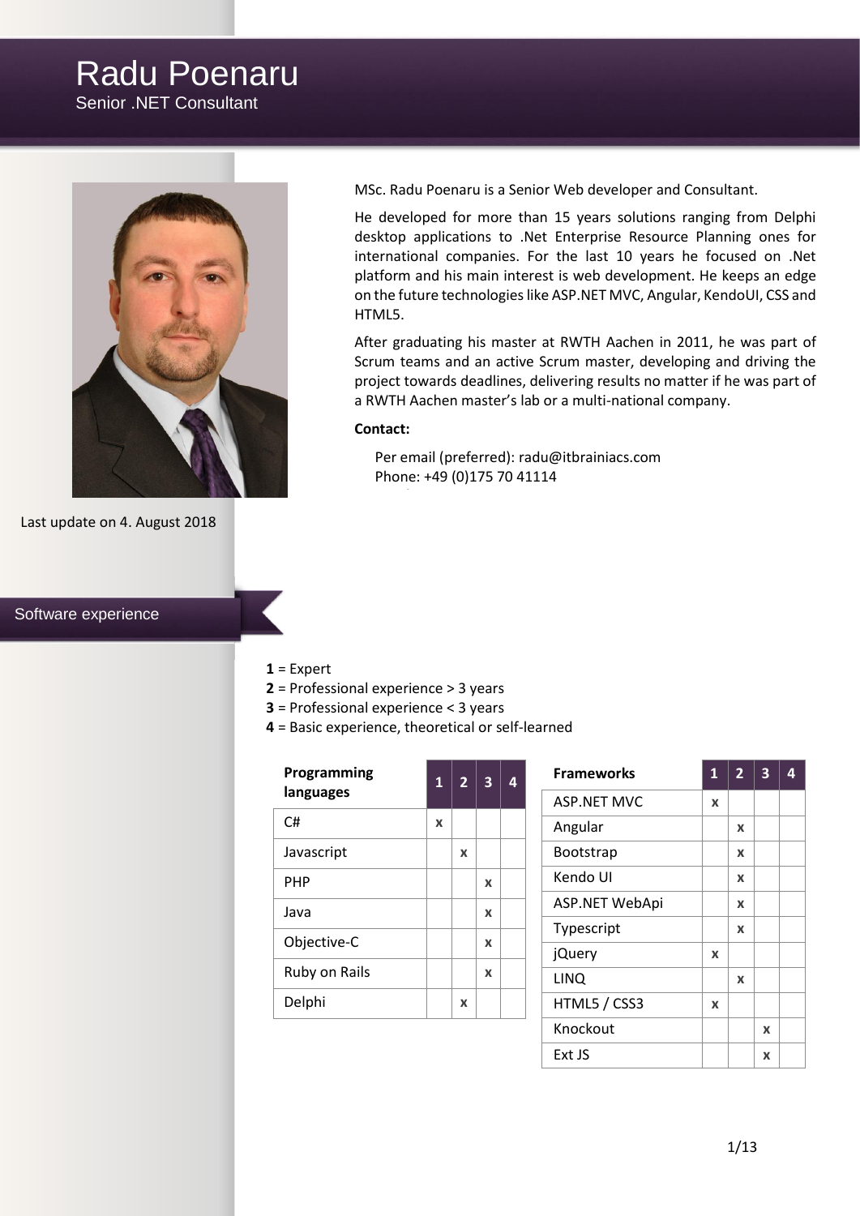# Radu Poenaru

Senior .NET Consultant

MSc. Radu Poenaru is a Senior Web developer and Consultant.

He developed for more than 15 years solutions ranging from Delphi desktop applications to .Net Enterprise Resource Planning ones for international companies. For the last 10 years he focused on .Net platform and his main interest is web development. He keeps an edge on the future technologies like ASP.NET MVC, Angular, KendoUI, CSS and HTML5.

After graduating his master at RWTH Aachen in 2011, he was part of Scrum teams and an active Scrum master, developing and driving the project towards deadlines, delivering results no matter if he was part of a RWTH Aachen master's lab or a multi-national company.

**Contact:**

Per email (preferred): radu@itbrainiacs.com
Phone: +49 (0)175 70 41114

Last update on 4. August 2018

## Software experience

**1** = Expert
**2** = Professional experience > 3 years
**3** = Professional experience < 3 years
**4** = Basic experience, theoretical or self-learned

| Programming languages | 1 | 2 | 3 | 4 |
|---|---|---|---|---|
| C# | x | | | |
| Javascript | | x | | |
| PHP | | | x | |
| Java | | | x | |
| Objective-C | | | x | |
| Ruby on Rails | | | x | |
| Delphi | | x | | |

| Frameworks | 1 | 2 | 3 | 4 |
|---|---|---|---|---|
| ASP.NET MVC | x | | | |
| Angular | | x | | |
| Bootstrap | | x | | |
| Kendo UI | | x | | |
| ASP.NET WebApi | | x | | |
| Typescript | | x | | |
| jQuery | x | | | |
| LINQ | | x | | |
| HTML5 / CSS3 | x | | | |
| Knockout | | | x | |
| Ext JS | | | x | |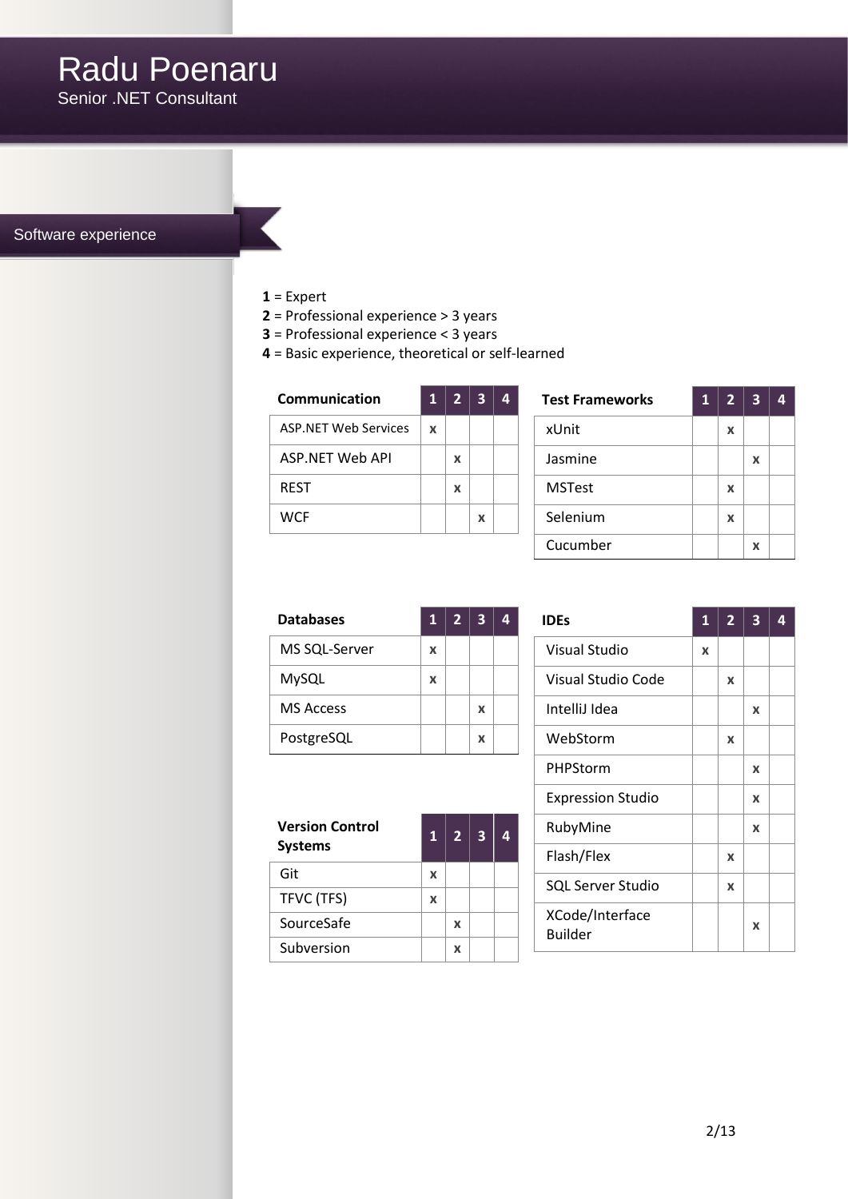# Radu Poenaru

Senior .NET Consultant

## Software experience

**1** = Expert
**2** = Professional experience > 3 years
**3** = Professional experience < 3 years
**4** = Basic experience, theoretical or self-learned

| Communication | 1 | 2 | 3 | 4 |
|---|---|---|---|---|
| ASP.NET Web Services | x | | | |
| ASP.NET Web API | | x | | |
| REST | | x | | |
| WCF | | | x | |

| Test Frameworks | 1 | 2 | 3 | 4 |
|---|---|---|---|---|
| xUnit | | x | | |
| Jasmine | | | x | |
| MSTest | | x | | |
| Selenium | | x | | |
| Cucumber | | | x | |

| Databases | 1 | 2 | 3 | 4 |
|---|---|---|---|---|
| MS SQL-Server | x | | | |
| MySQL | x | | | |
| MS Access | | | x | |
| PostgreSQL | | | x | |

| Version Control Systems | 1 | 2 | 3 | 4 |
|---|---|---|---|---|
| Git | x | | | |
| TFVC (TFS) | x | | | |
| SourceSafe | | x | | |
| Subversion | | x | | |

| IDEs | 1 | 2 | 3 | 4 |
|---|---|---|---|---|
| Visual Studio | x | | | |
| Visual Studio Code | | x | | |
| IntelliJ Idea | | | x | |
| WebStorm | | x | | |
| PHPStorm | | | x | |
| Expression Studio | | | x | |
| RubyMine | | | x | |
| Flash/Flex | | x | | |
| SQL Server Studio | | x | | |
| XCode/Interface Builder | | | x | |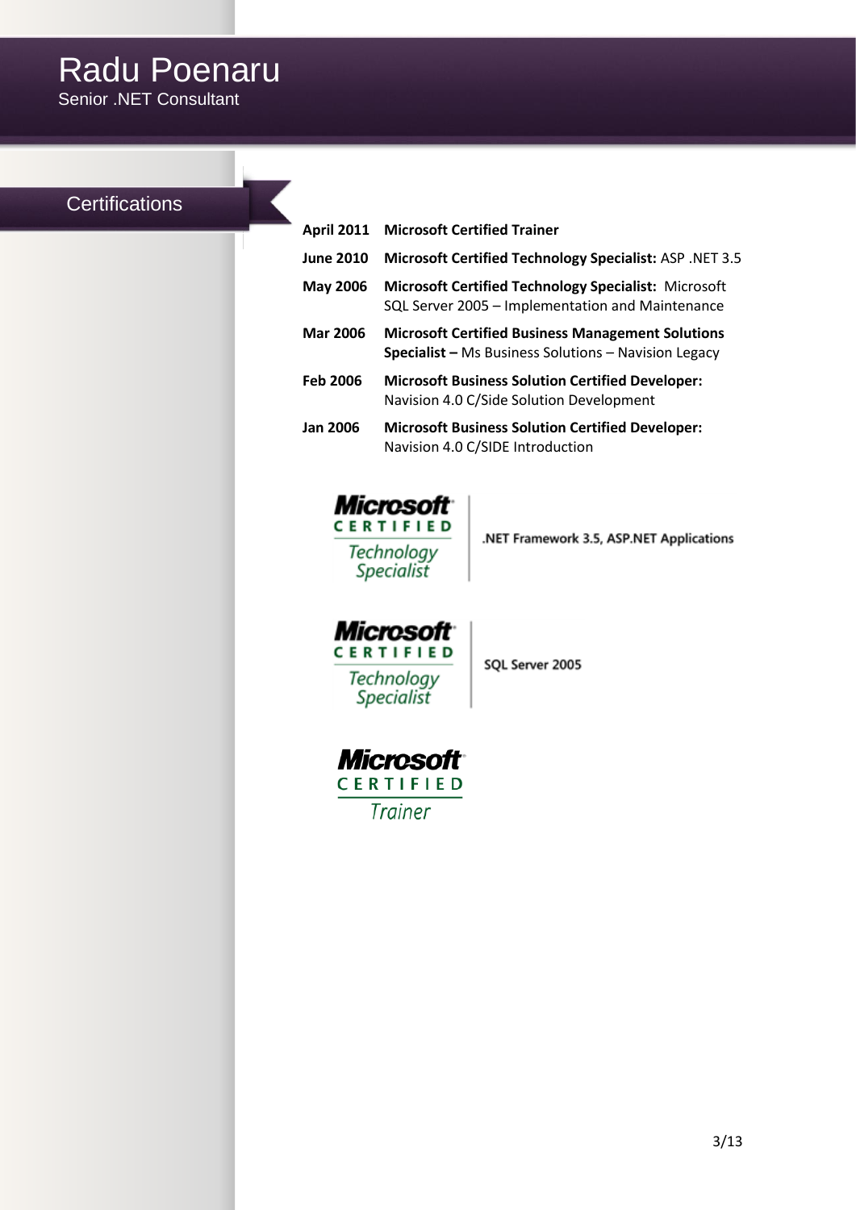# Radu Poenaru

Senior .NET Consultant

## Certifications

| | |
|---|---|
| **April 2011** | **Microsoft Certified Trainer** |
| **June 2010** | **Microsoft Certified Technology Specialist:** ASP .NET 3.5 |
| **May 2006** | **Microsoft Certified Technology Specialist:** Microsoft SQL Server 2005 – Implementation and Maintenance |
| **Mar 2006** | **Microsoft Certified Business Management Solutions Specialist –** Ms Business Solutions – Navision Legacy |
| **Feb 2006** | **Microsoft Business Solution Certified Developer:** Navision 4.0 C/Side Solution Development |
| **Jan 2006** | **Microsoft Business Solution Certified Developer:** Navision 4.0 C/SIDE Introduction |

Microsoft CERTIFIED Technology Specialist — .NET Framework 3.5, ASP.NET Applications

Microsoft CERTIFIED Technology Specialist — SQL Server 2005

Microsoft CERTIFIED Trainer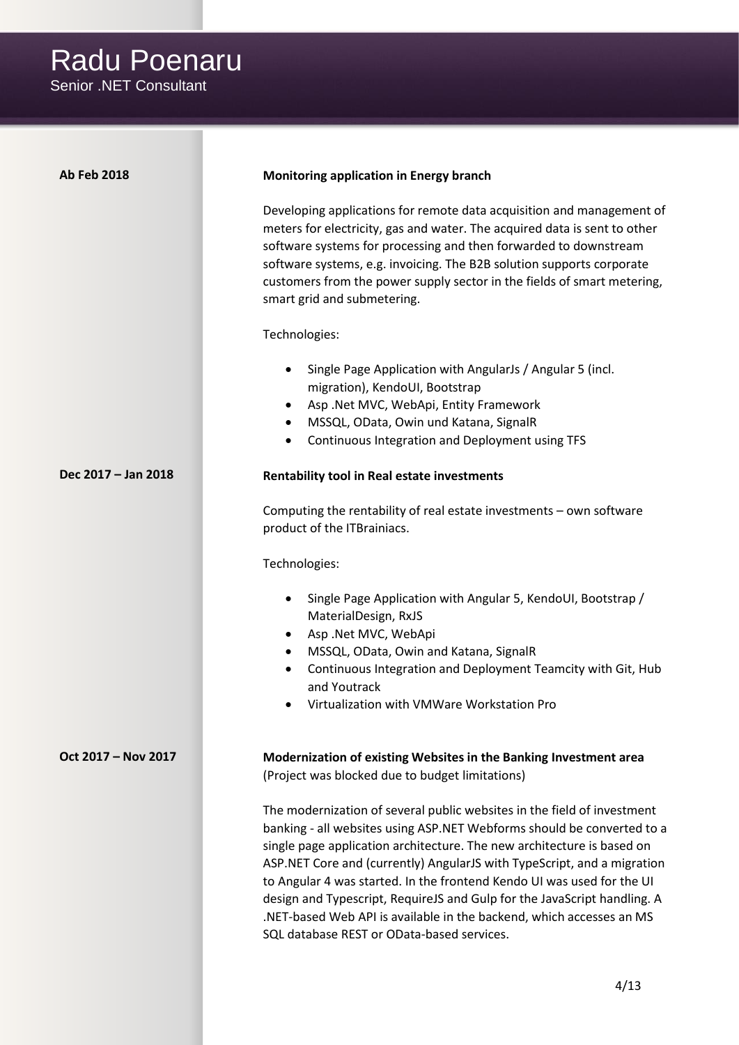# Radu Poenaru

Senior .NET Consultant

**Ab Feb 2018**

**Monitoring application in Energy branch**

Developing applications for remote data acquisition and management of meters for electricity, gas and water. The acquired data is sent to other software systems for processing and then forwarded to downstream software systems, e.g. invoicing. The B2B solution supports corporate customers from the power supply sector in the fields of smart metering, smart grid and submetering.

Technologies:

- Single Page Application with AngularJs / Angular 5 (incl. migration), KendoUI, Bootstrap
- Asp .Net MVC, WebApi, Entity Framework
- MSSQL, OData, Owin und Katana, SignalR
- Continuous Integration and Deployment using TFS

**Dec 2017 – Jan 2018**

**Rentability tool in Real estate investments**

Computing the rentability of real estate investments – own software product of the ITBrainiacs.

Technologies:

- Single Page Application with Angular 5, KendoUI, Bootstrap / MaterialDesign, RxJS
- Asp .Net MVC, WebApi
- MSSQL, OData, Owin and Katana, SignalR
- Continuous Integration and Deployment Teamcity with Git, Hub and Youtrack
- Virtualization with VMWare Workstation Pro

**Oct 2017 – Nov 2017**

**Modernization of existing Websites in the Banking Investment area**
(Project was blocked due to budget limitations)

The modernization of several public websites in the field of investment banking - all websites using ASP.NET Webforms should be converted to a single page application architecture. The new architecture is based on ASP.NET Core and (currently) AngularJS with TypeScript, and a migration to Angular 4 was started. In the frontend Kendo UI was used for the UI design and Typescript, RequireJS and Gulp for the JavaScript handling. A .NET-based Web API is available in the backend, which accesses an MS SQL database REST or OData-based services.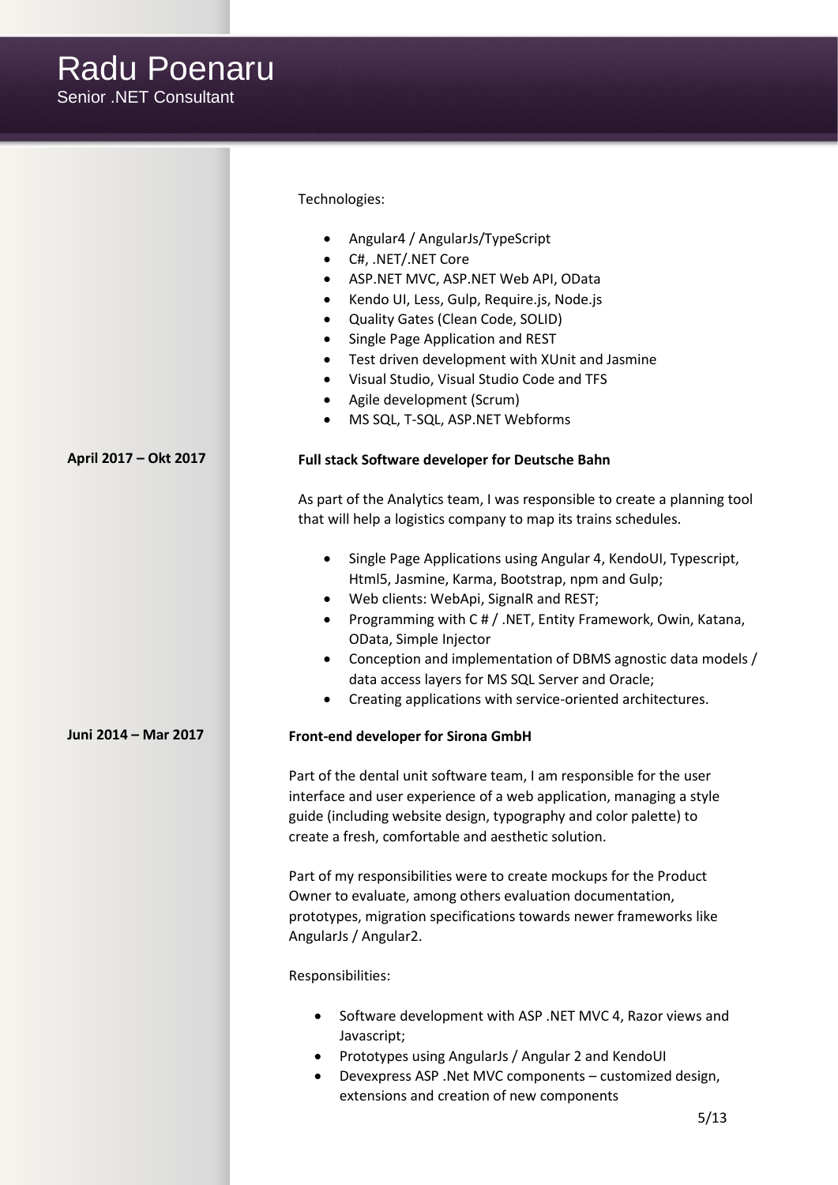Technologies:

- Angular4 / AngularJs/TypeScript
- C#, .NET/.NET Core
- ASP.NET MVC, ASP.NET Web API, OData
- Kendo UI, Less, Gulp, Require.js, Node.js
- Quality Gates (Clean Code, SOLID)
- Single Page Application and REST
- Test driven development with XUnit and Jasmine
- Visual Studio, Visual Studio Code and TFS
- Agile development (Scrum)
- MS SQL, T-SQL, ASP.NET Webforms

**April 2017 – Okt 2017**

**Full stack Software developer for Deutsche Bahn**

As part of the Analytics team, I was responsible to create a planning tool that will help a logistics company to map its trains schedules.

- Single Page Applications using Angular 4, KendoUI, Typescript, Html5, Jasmine, Karma, Bootstrap, npm and Gulp;
- Web clients: WebApi, SignalR and REST;
- Programming with C # / .NET, Entity Framework, Owin, Katana, OData, Simple Injector
- Conception and implementation of DBMS agnostic data models / data access layers for MS SQL Server and Oracle;
- Creating applications with service-oriented architectures.

**Juni 2014 – Mar 2017**

**Front-end developer for Sirona GmbH**

Part of the dental unit software team, I am responsible for the user interface and user experience of a web application, managing a style guide (including website design, typography and color palette) to create a fresh, comfortable and aesthetic solution.

Part of my responsibilities were to create mockups for the Product Owner to evaluate, among others evaluation documentation, prototypes, migration specifications towards newer frameworks like AngularJs / Angular2.

Responsibilities:

- Software development with ASP .NET MVC 4, Razor views and Javascript;
- Prototypes using AngularJs / Angular 2 and KendoUI
- Devexpress ASP .Net MVC components – customized design, extensions and creation of new components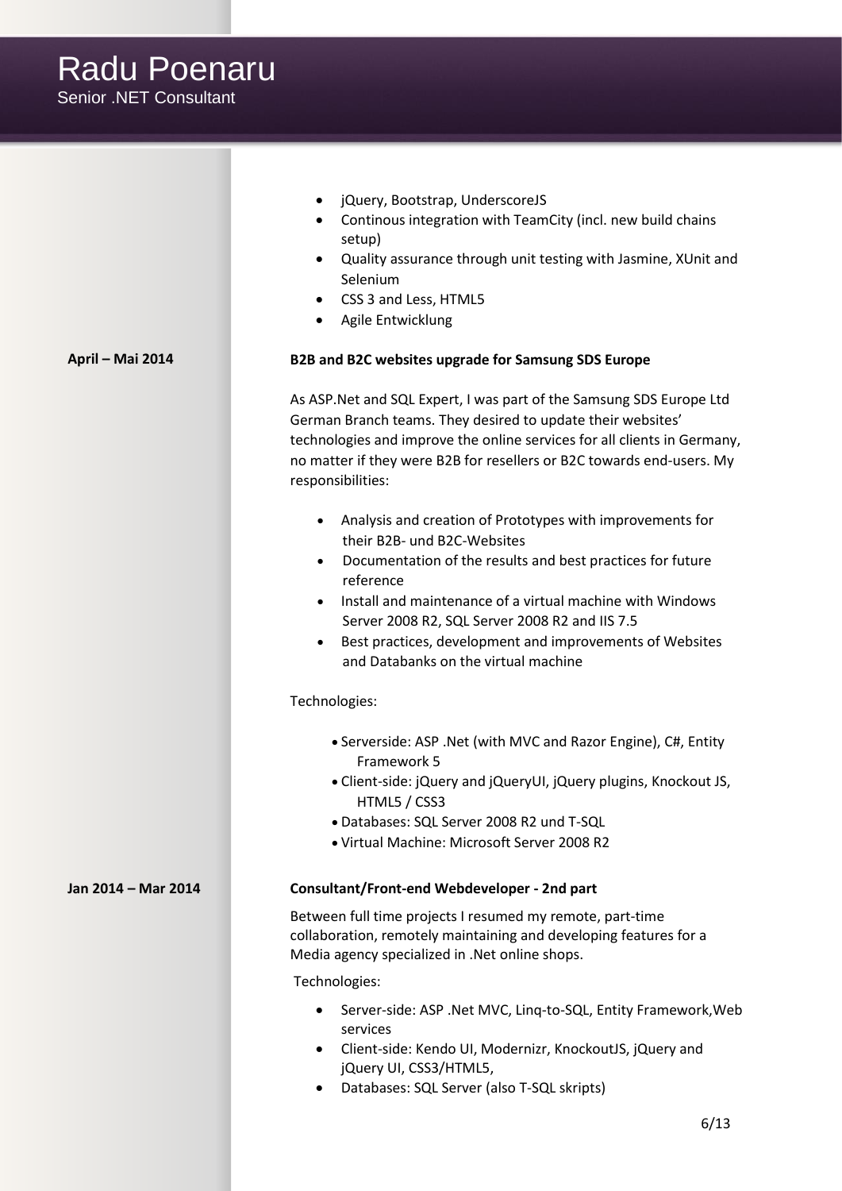# Radu Poenaru
Senior .NET Consultant

- jQuery, Bootstrap, UnderscoreJS
- Continous integration with TeamCity (incl. new build chains setup)
- Quality assurance through unit testing with Jasmine, XUnit and Selenium
- CSS 3 and Less, HTML5
- Agile Entwicklung

**April – Mai 2014**

**B2B and B2C websites upgrade for Samsung SDS Europe**

As ASP.Net and SQL Expert, I was part of the Samsung SDS Europe Ltd German Branch teams. They desired to update their websites' technologies and improve the online services for all clients in Germany, no matter if they were B2B for resellers or B2C towards end-users. My responsibilities:

- Analysis and creation of Prototypes with improvements for their B2B- und B2C-Websites
- Documentation of the results and best practices for future reference
- Install and maintenance of a virtual machine with Windows Server 2008 R2, SQL Server 2008 R2 and IIS 7.5
- Best practices, development and improvements of Websites and Databanks on the virtual machine

Technologies:

- Serverside: ASP .Net (with MVC and Razor Engine), C#, Entity Framework 5
- Client-side: jQuery and jQueryUI, jQuery plugins, Knockout JS, HTML5 / CSS3
- Databases: SQL Server 2008 R2 und T-SQL
- Virtual Machine: Microsoft Server 2008 R2

**Jan 2014 – Mar 2014**

**Consultant/Front-end Webdeveloper - 2nd part**

Between full time projects I resumed my remote, part-time collaboration, remotely maintaining and developing features for a Media agency specialized in .Net online shops.

Technologies:

- Server-side: ASP .Net MVC, Linq-to-SQL, Entity Framework,Web services
- Client-side: Kendo UI, Modernizr, KnockoutJS, jQuery and jQuery UI, CSS3/HTML5,
- Databases: SQL Server (also T-SQL skripts)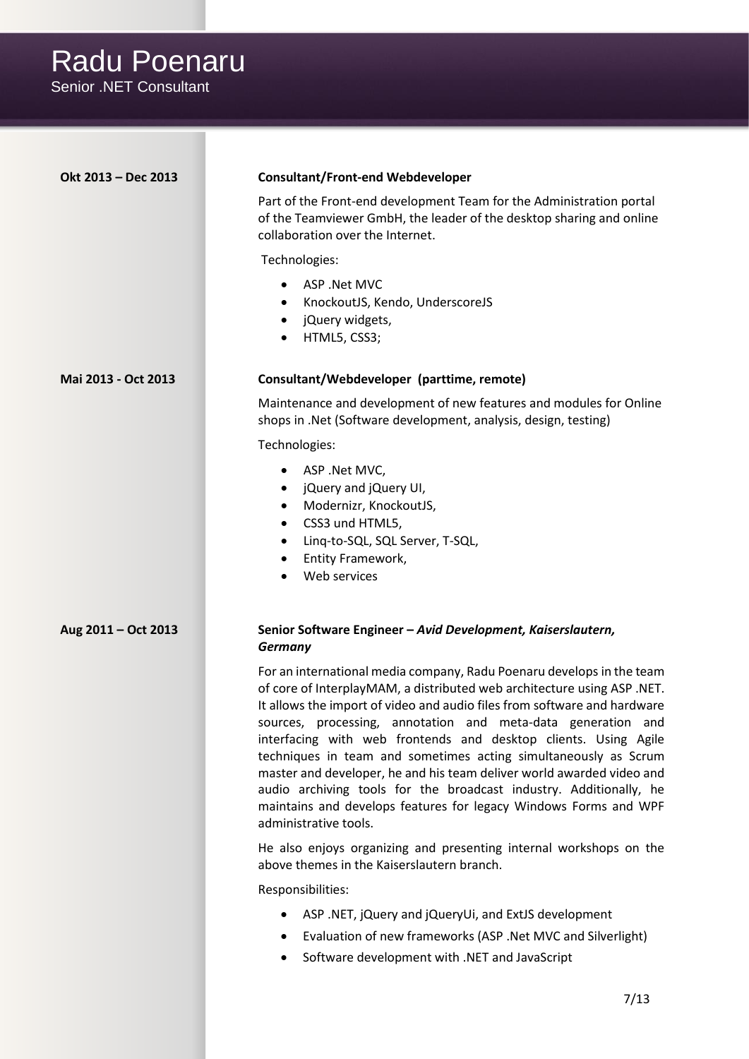# Radu Poenaru

Senior .NET Consultant

**Okt 2013 – Dec 2013**

**Consultant/Front-end Webdeveloper**

Part of the Front-end development Team for the Administration portal of the Teamviewer GmbH, the leader of the desktop sharing and online collaboration over the Internet.

Technologies:

- ASP .Net MVC
- KnockoutJS, Kendo, UnderscoreJS
- jQuery widgets,
- HTML5, CSS3;

**Mai 2013 - Oct 2013**

**Consultant/Webdeveloper (parttime, remote)**

Maintenance and development of new features and modules for Online shops in .Net (Software development, analysis, design, testing)

Technologies:

- ASP .Net MVC,
- jQuery and jQuery UI,
- Modernizr, KnockoutJS,
- CSS3 und HTML5,
- Linq-to-SQL, SQL Server, T-SQL,
- Entity Framework,
- Web services

**Aug 2011 – Oct 2013**

**Senior Software Engineer – *Avid Development, Kaiserslautern, Germany***

For an international media company, Radu Poenaru develops in the team of core of InterplayMAM, a distributed web architecture using ASP .NET. It allows the import of video and audio files from software and hardware sources, processing, annotation and meta-data generation and interfacing with web frontends and desktop clients. Using Agile techniques in team and sometimes acting simultaneously as Scrum master and developer, he and his team deliver world awarded video and audio archiving tools for the broadcast industry. Additionally, he maintains and develops features for legacy Windows Forms and WPF administrative tools.

He also enjoys organizing and presenting internal workshops on the above themes in the Kaiserslautern branch.

Responsibilities:

- ASP .NET, jQuery and jQueryUi, and ExtJS development
- Evaluation of new frameworks (ASP .Net MVC and Silverlight)
- Software development with .NET and JavaScript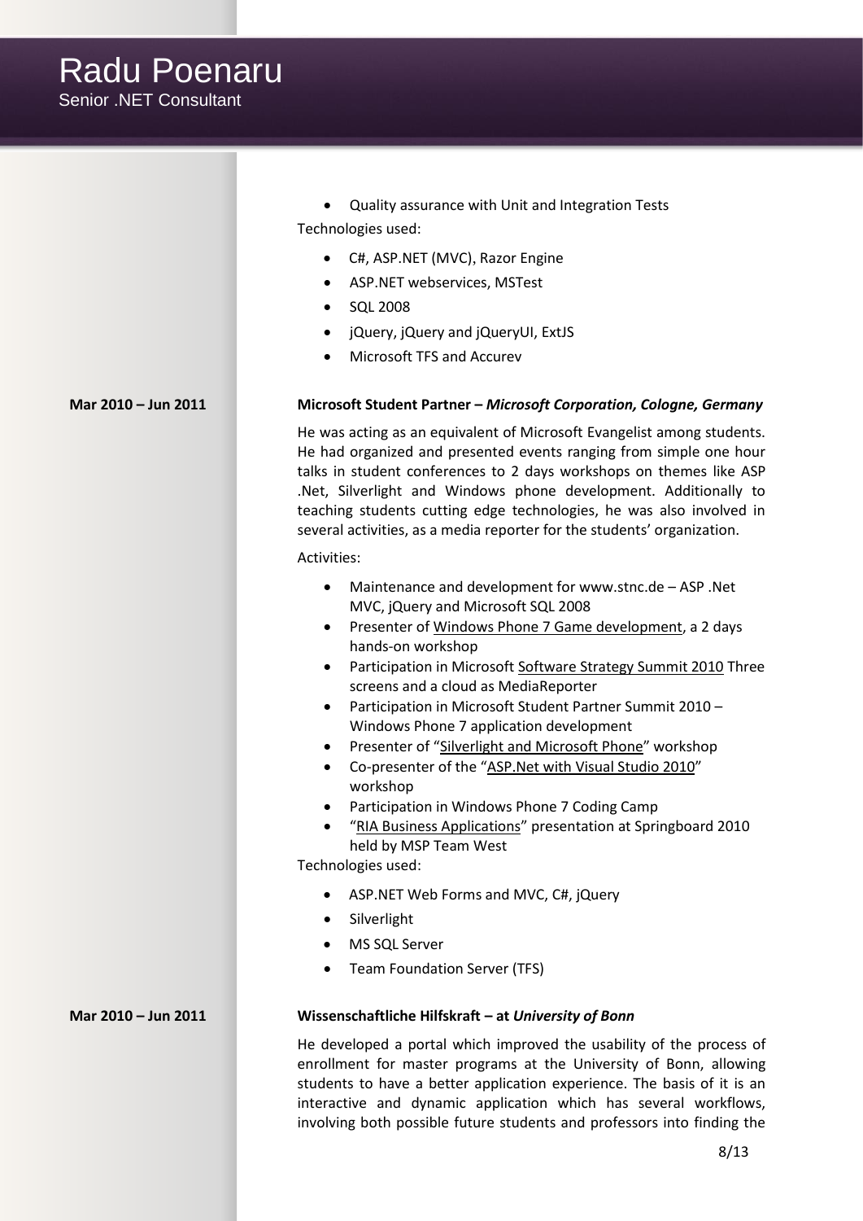- Quality assurance with Unit and Integration Tests

Technologies used:

- C#, ASP.NET (MVC), Razor Engine
- ASP.NET webservices, MSTest
- SQL 2008
- jQuery, jQuery and jQueryUI, ExtJS
- Microsoft TFS and Accurev

**Mar 2010 – Jun 2011**

**Microsoft Student Partner – *Microsoft Corporation, Cologne, Germany***

He was acting as an equivalent of Microsoft Evangelist among students. He had organized and presented events ranging from simple one hour talks in student conferences to 2 days workshops on themes like ASP .Net, Silverlight and Windows phone development. Additionally to teaching students cutting edge technologies, he was also involved in several activities, as a media reporter for the students' organization.

Activities:

- Maintenance and development for www.stnc.de – ASP .Net MVC, jQuery and Microsoft SQL 2008
- Presenter of Windows Phone 7 Game development, a 2 days hands-on workshop
- Participation in Microsoft Software Strategy Summit 2010 Three screens and a cloud as MediaReporter
- Participation in Microsoft Student Partner Summit 2010 – Windows Phone 7 application development
- Presenter of "Silverlight and Microsoft Phone" workshop
- Co-presenter of the "ASP.Net with Visual Studio 2010" workshop
- Participation in Windows Phone 7 Coding Camp
- "RIA Business Applications" presentation at Springboard 2010 held by MSP Team West

Technologies used:

- ASP.NET Web Forms and MVC, C#, jQuery
- Silverlight
- MS SQL Server
- Team Foundation Server (TFS)

**Mar 2010 – Jun 2011**

**Wissenschaftliche Hilfskraft – at *University of Bonn***

He developed a portal which improved the usability of the process of enrollment for master programs at the University of Bonn, allowing students to have a better application experience. The basis of it is an interactive and dynamic application which has several workflows, involving both possible future students and professors into finding the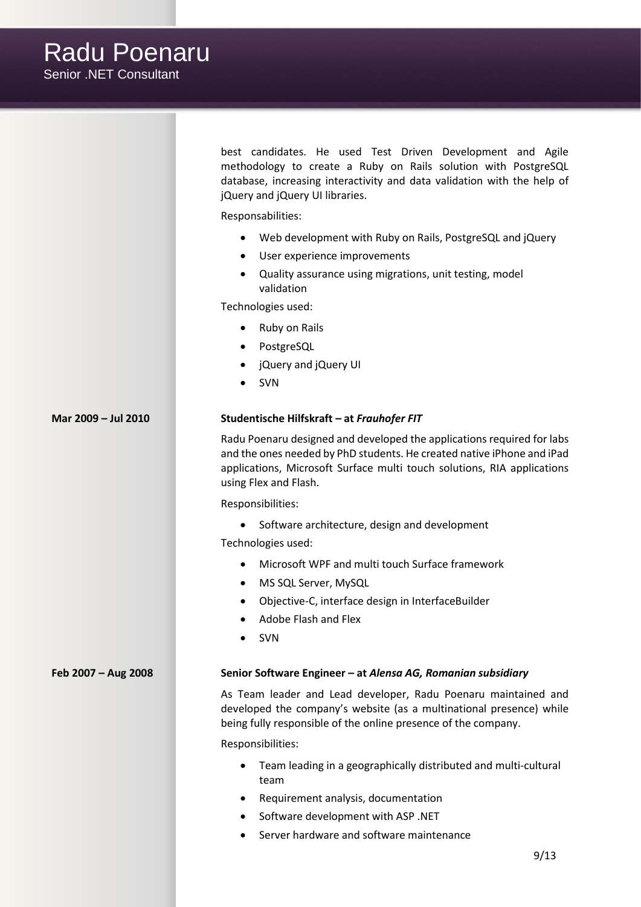best candidates. He used Test Driven Development and Agile methodology to create a Ruby on Rails solution with PostgreSQL database, increasing interactivity and data validation with the help of jQuery and jQuery UI libraries.

Responsabilities:

- Web development with Ruby on Rails, PostgreSQL and jQuery
- User experience improvements
- Quality assurance using migrations, unit testing, model validation

Technologies used:

- Ruby on Rails
- PostgreSQL
- jQuery and jQuery UI
- SVN

**Mar 2009 – Jul 2010**

**Studentische Hilfskraft – at *Frauhofer FIT***

Radu Poenaru designed and developed the applications required for labs and the ones needed by PhD students. He created native iPhone and iPad applications, Microsoft Surface multi touch solutions, RIA applications using Flex and Flash.

Responsibilities:

- Software architecture, design and development

Technologies used:

- Microsoft WPF and multi touch Surface framework
- MS SQL Server, MySQL
- Objective-C, interface design in InterfaceBuilder
- Adobe Flash and Flex
- SVN

**Feb 2007 – Aug 2008**

**Senior Software Engineer – at *Alensa AG, Romanian subsidiary***

As Team leader and Lead developer, Radu Poenaru maintained and developed the company's website (as a multinational presence) while being fully responsible of the online presence of the company.

Responsibilities:

- Team leading in a geographically distributed and multi-cultural team
- Requirement analysis, documentation
- Software development with ASP .NET
- Server hardware and software maintenance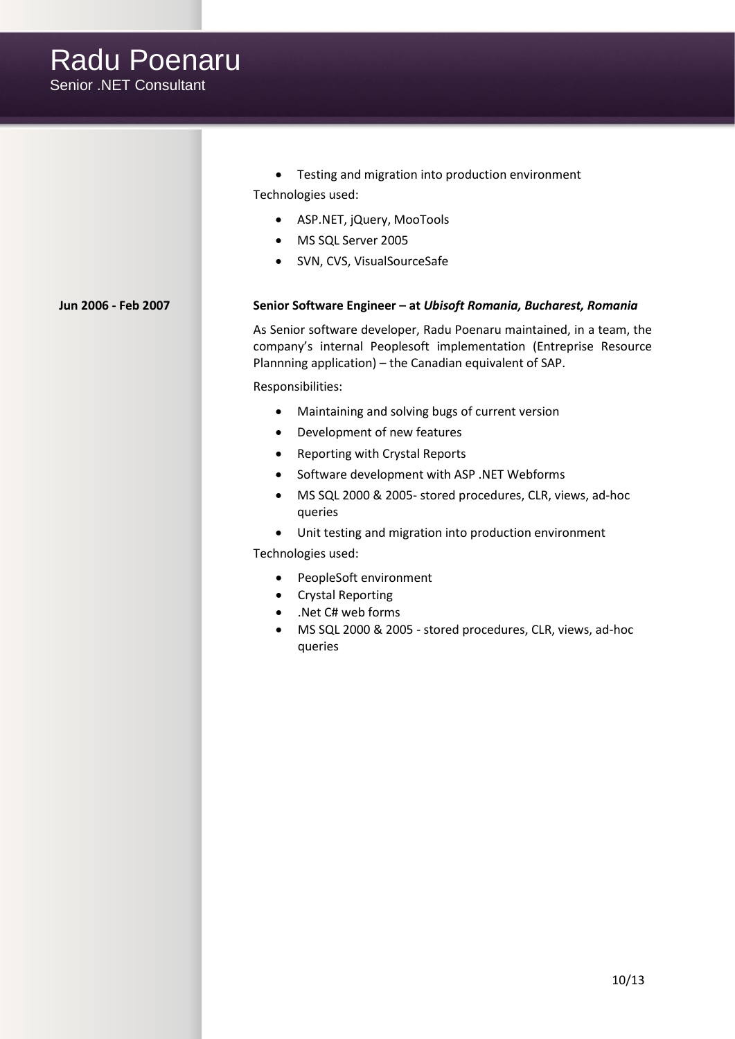- Testing and migration into production environment

Technologies used:

- ASP.NET, jQuery, MooTools
- MS SQL Server 2005
- SVN, CVS, VisualSourceSafe

**Jun 2006 - Feb 2007**

**Senior Software Engineer – at *Ubisoft Romania, Bucharest, Romania***

As Senior software developer, Radu Poenaru maintained, in a team, the company's internal Peoplesoft implementation (Entreprise Resource Plannning application) – the Canadian equivalent of SAP.

Responsibilities:

- Maintaining and solving bugs of current version
- Development of new features
- Reporting with Crystal Reports
- Software development with ASP .NET Webforms
- MS SQL 2000 & 2005- stored procedures, CLR, views, ad-hoc queries
- Unit testing and migration into production environment

Technologies used:

- PeopleSoft environment
- Crystal Reporting
- .Net C# web forms
- MS SQL 2000 & 2005 - stored procedures, CLR, views, ad-hoc queries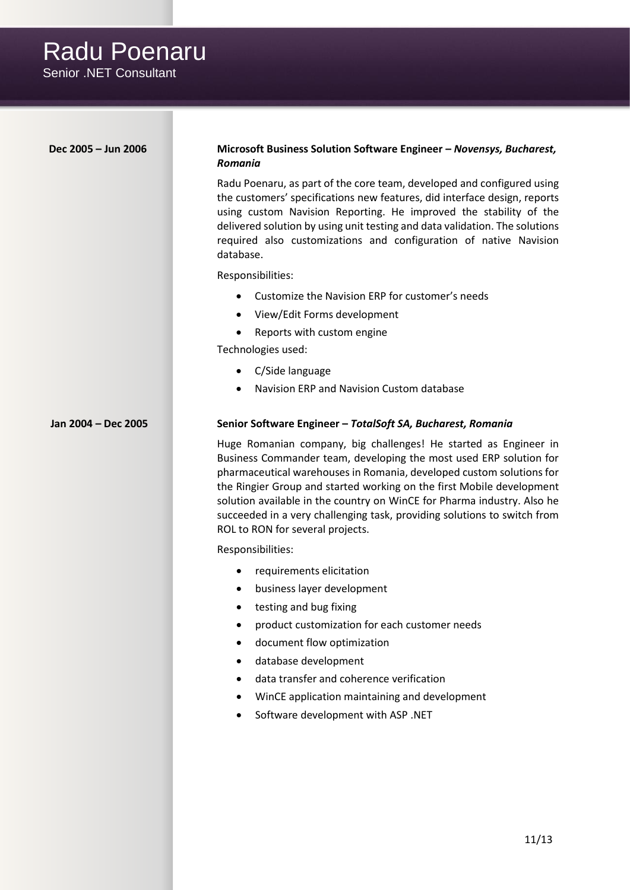# Radu Poenaru

Senior .NET Consultant

**Dec 2005 – Jun 2006**

**Microsoft Business Solution Software Engineer – *Novensys, Bucharest, Romania***

Radu Poenaru, as part of the core team, developed and configured using the customers' specifications new features, did interface design, reports using custom Navision Reporting. He improved the stability of the delivered solution by using unit testing and data validation. The solutions required also customizations and configuration of native Navision database.

Responsibilities:

- Customize the Navision ERP for customer's needs
- View/Edit Forms development
- Reports with custom engine

Technologies used:

- C/Side language
- Navision ERP and Navision Custom database

**Jan 2004 – Dec 2005**

**Senior Software Engineer – *TotalSoft SA, Bucharest, Romania***

Huge Romanian company, big challenges! He started as Engineer in Business Commander team, developing the most used ERP solution for pharmaceutical warehouses in Romania, developed custom solutions for the Ringier Group and started working on the first Mobile development solution available in the country on WinCE for Pharma industry. Also he succeeded in a very challenging task, providing solutions to switch from ROL to RON for several projects.

Responsibilities:

- requirements elicitation
- business layer development
- testing and bug fixing
- product customization for each customer needs
- document flow optimization
- database development
- data transfer and coherence verification
- WinCE application maintaining and development
- Software development with ASP .NET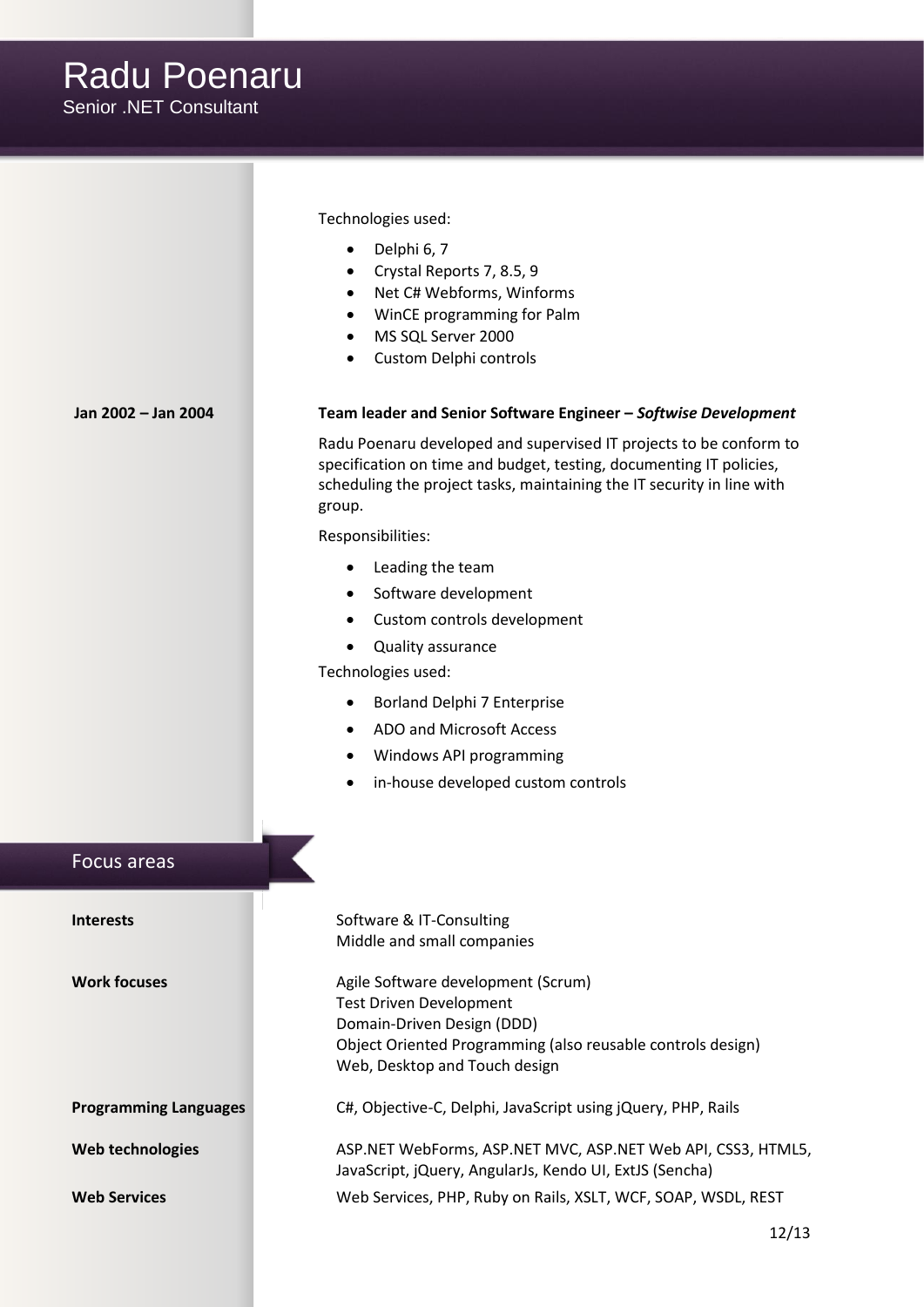# Radu Poenaru

Senior .NET Consultant

Technologies used:

- Delphi 6, 7
- Crystal Reports 7, 8.5, 9
- Net C# Webforms, Winforms
- WinCE programming for Palm
- MS SQL Server 2000
- Custom Delphi controls

**Jan 2002 – Jan 2004**

**Team leader and Senior Software Engineer – *Softwise Development***

Radu Poenaru developed and supervised IT projects to be conform to specification on time and budget, testing, documenting IT policies, scheduling the project tasks, maintaining the IT security in line with group.

Responsibilities:

- Leading the team
- Software development
- Custom controls development
- Quality assurance

Technologies used:

- Borland Delphi 7 Enterprise
- ADO and Microsoft Access
- Windows API programming
- in-house developed custom controls

## Focus areas

**Interests**

Software & IT-Consulting
Middle and small companies

**Work focuses**

Agile Software development (Scrum)
Test Driven Development
Domain-Driven Design (DDD)
Object Oriented Programming (also reusable controls design)
Web, Desktop and Touch design

**Programming Languages**

C#, Objective-C, Delphi, JavaScript using jQuery, PHP, Rails

**Web technologies**

ASP.NET WebForms, ASP.NET MVC, ASP.NET Web API, CSS3, HTML5, JavaScript, jQuery, AngularJs, Kendo UI, ExtJS (Sencha)

**Web Services**

Web Services, PHP, Ruby on Rails, XSLT, WCF, SOAP, WSDL, REST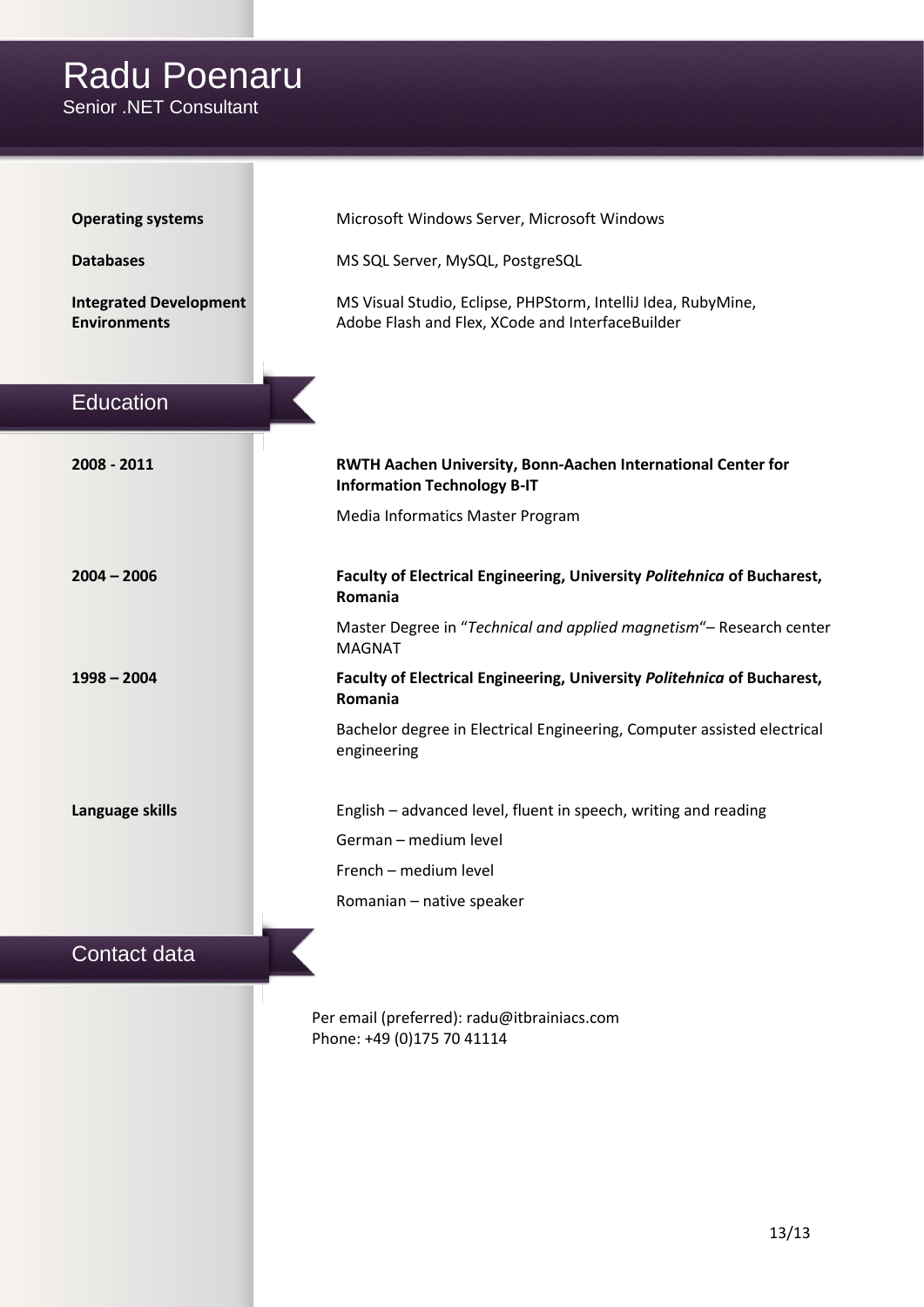# Radu Poenaru

Senior .NET Consultant

| | |
|---|---|
| **Operating systems** | Microsoft Windows Server, Microsoft Windows |
| **Databases** | MS SQL Server, MySQL, PostgreSQL |
| **Integrated Development Environments** | MS Visual Studio, Eclipse, PHPStorm, IntelliJ Idea, RubyMine, Adobe Flash and Flex, XCode and InterfaceBuilder |

## Education

**2008 - 2011**

**RWTH Aachen University, Bonn-Aachen International Center for Information Technology B-IT**

Media Informatics Master Program

**2004 – 2006**

**Faculty of Electrical Engineering, University *Politehnica* of Bucharest, Romania**

Master Degree in "*Technical and applied magnetism*"– Research center MAGNAT

**1998 – 2004**

**Faculty of Electrical Engineering, University *Politehnica* of Bucharest, Romania**

Bachelor degree in Electrical Engineering, Computer assisted electrical engineering

**Language skills**

English – advanced level, fluent in speech, writing and reading

German – medium level

French – medium level

Romanian – native speaker

## Contact data

Per email (preferred): radu@itbrainiacs.com
Phone: +49 (0)175 70 41114